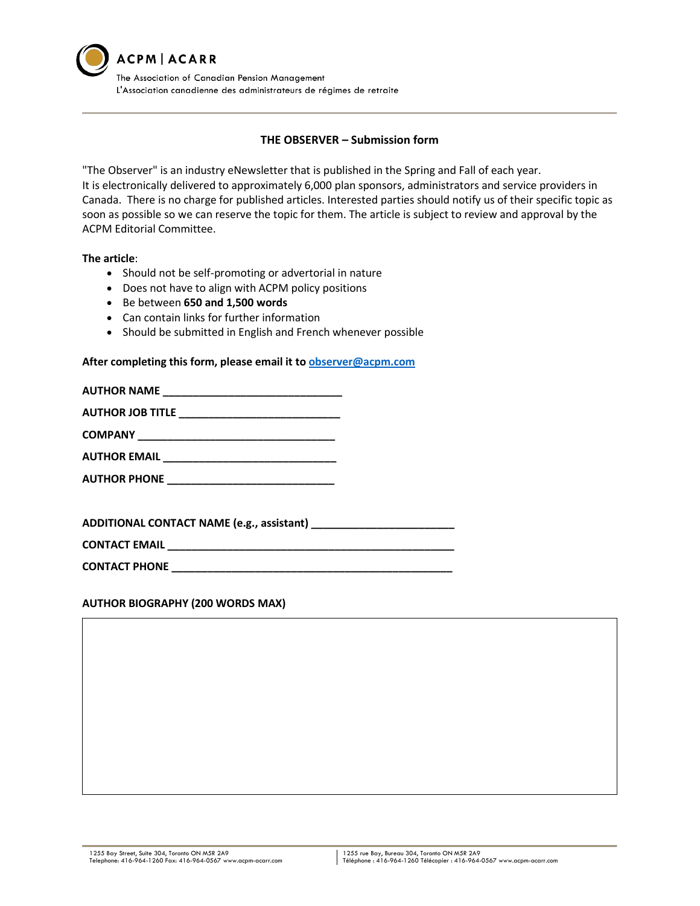ACPM | ACARR

The Association of Canadian Pension Management
L'Association canadienne des administrateurs de régimes de retraite

## THE OBSERVER – Submission form

"The Observer" is an industry eNewsletter that is published in the Spring and Fall of each year.
It is electronically delivered to approximately 6,000 plan sponsors, administrators and service providers in Canada. There is no charge for published articles. Interested parties should notify us of their specific topic as soon as possible so we can reserve the topic for them. The article is subject to review and approval by the ACPM Editorial Committee.

**The article**:

- Should not be self-promoting or advertorial in nature
- Does not have to align with ACPM policy positions
- Be between **650 and 1,500 words**
- Can contain links for further information
- Should be submitted in English and French whenever possible

**After completing this form, please email it to observer@acpm.com**

**AUTHOR NAME** ______________________________

**AUTHOR JOB TITLE** ___________________________

**COMPANY** __________________________________

**AUTHOR EMAIL** ______________________________

**AUTHOR PHONE** _____________________________

**ADDITIONAL CONTACT NAME (e.g., assistant)** ________________________

**CONTACT EMAIL** _____________________________________________

**CONTACT PHONE** ____________________________________________

**AUTHOR BIOGRAPHY (200 WORDS MAX)**

1255 Bay Street, Suite 304, Toronto ON M5R 2A9
Telephone: 416-964-1260 Fax: 416-964-0567 www.acpm-acarr.com

1255 rue Bay, Bureau 304, Toronto ON M5R 2A9
Téléphone : 416-964-1260 Télécopier : 416-964-0567 www.acpm-acarr.com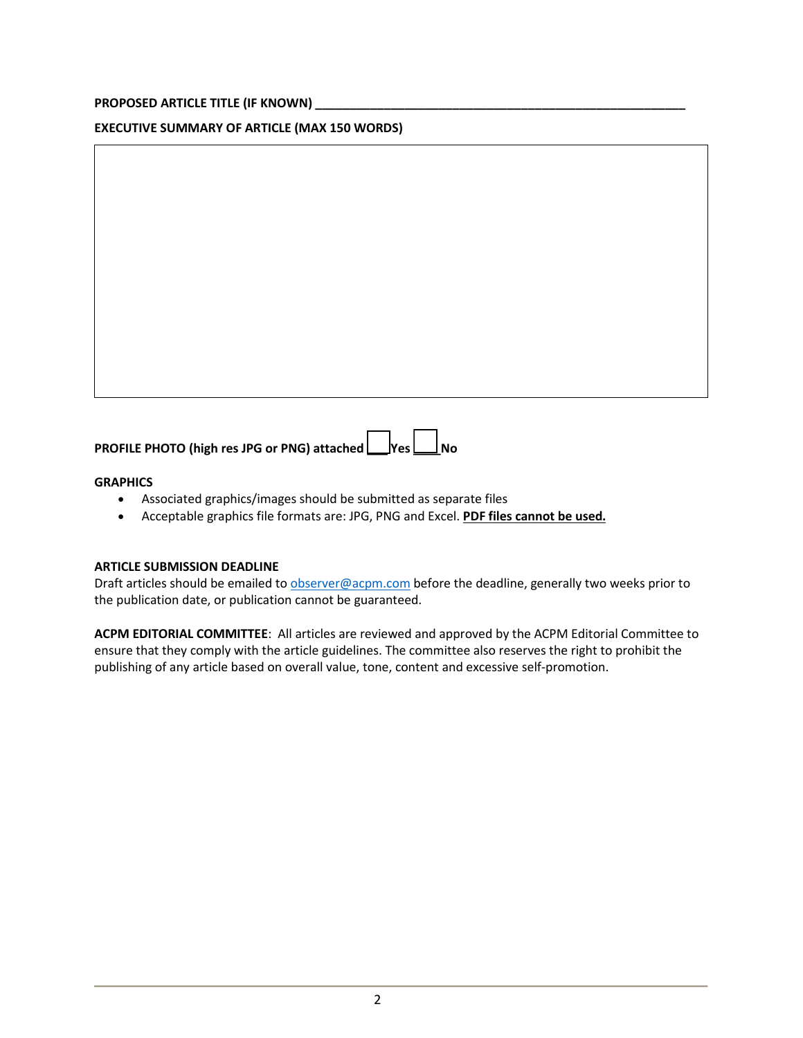**PROPOSED ARTICLE TITLE (IF KNOWN) \_\_\_\_\_\_\_\_\_\_\_\_\_\_\_\_\_\_\_\_\_\_\_\_\_\_\_\_\_\_\_\_\_\_\_\_\_\_\_\_\_\_\_\_\_\_\_\_\_\_\_\_\_\_\_**

**EXECUTIVE SUMMARY OF ARTICLE (MAX 150 WORDS)**

| |
|---|
| |

**PROFILE PHOTO (high res JPG or PNG) attached ☐ Yes ☐ No**

**GRAPHICS**

- Associated graphics/images should be submitted as separate files
- Acceptable graphics file formats are: JPG, PNG and Excel. **PDF files cannot be used.**

**ARTICLE SUBMISSION DEADLINE**
Draft articles should be emailed to observer@acpm.com before the deadline, generally two weeks prior to the publication date, or publication cannot be guaranteed.

**ACPM EDITORIAL COMMITTEE**: All articles are reviewed and approved by the ACPM Editorial Committee to ensure that they comply with the article guidelines. The committee also reserves the right to prohibit the publishing of any article based on overall value, tone, content and excessive self-promotion.